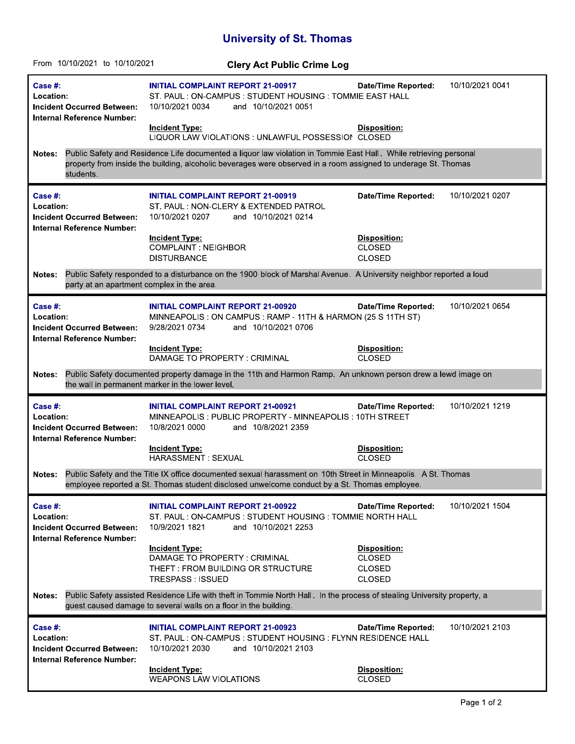# University of St. Thomas

From 10/10/2021 to 10/10/2021

## Clery Act Public Crime Log

| | | | |
|---|---|---|---|
| **Case #:** | **INITIAL COMPLAINT REPORT 21-00917** | **Date/Time Reported:** | 10/10/2021 0041 |
| **Location:** | ST. PAUL : ON-CAMPUS : STUDENT HOUSING : TOMMIE EAST HALL | | |
| **Incident Occurred Between:** | 10/10/2021 0034 and 10/10/2021 0051 | | |
| **Internal Reference Number:** | | | |
| | **Incident Type:** | **Disposition:** | |
| | LIQUOR LAW VIOLATIONS : UNLAWFUL POSSESSION | CLOSED | |

**Notes:** Public Safety and Residence Life documented a liquor law violation in Tommie East Hall. While retrieving personal property from inside the building, alcoholic beverages were observed in a room assigned to underage St. Thomas students.

---

| | | | |
|---|---|---|---|
| **Case #:** | **INITIAL COMPLAINT REPORT 21-00919** | **Date/Time Reported:** | 10/10/2021 0207 |
| **Location:** | ST. PAUL : NON-CLERY & EXTENDED PATROL | | |
| **Incident Occurred Between:** | 10/10/2021 0207 and 10/10/2021 0214 | | |
| **Internal Reference Number:** | | | |
| | **Incident Type:** | **Disposition:** | |
| | COMPLAINT : NEIGHBOR | CLOSED | |
| | DISTURBANCE | CLOSED | |

**Notes:** Public Safety responded to a disturbance on the 1900 block of Marshal Avenue. A University neighbor reported a loud party at an apartment complex in the area.

---

| | | | |
|---|---|---|---|
| **Case #:** | **INITIAL COMPLAINT REPORT 21-00920** | **Date/Time Reported:** | 10/10/2021 0654 |
| **Location:** | MINNEAPOLIS : ON CAMPUS : RAMP - 11TH & HARMON (25 S 11TH ST) | | |
| **Incident Occurred Between:** | 9/28/2021 0734 and 10/10/2021 0706 | | |
| **Internal Reference Number:** | | | |
| | **Incident Type:** | **Disposition:** | |
| | DAMAGE TO PROPERTY : CRIMINAL | CLOSED | |

**Notes:** Public Safety documented property damage in the 11th and Harmon Ramp. An unknown person drew a lewd image on the wall in permanent marker in the lower level.

---

| | | | |
|---|---|---|---|
| **Case #:** | **INITIAL COMPLAINT REPORT 21-00921** | **Date/Time Reported:** | 10/10/2021 1219 |
| **Location:** | MINNEAPOLIS : PUBLIC PROPERTY - MINNEAPOLIS : 10TH STREET | | |
| **Incident Occurred Between:** | 10/8/2021 0000 and 10/8/2021 2359 | | |
| **Internal Reference Number:** | | | |
| | **Incident Type:** | **Disposition:** | |
| | HARASSMENT : SEXUAL | CLOSED | |

**Notes:** Public Safety and the Title IX office documented sexual harassment on 10th Street in Minneapolis. A St. Thomas employee reported a St. Thomas student disclosed unwelcome conduct by a St. Thomas employee.

---

| | | | |
|---|---|---|---|
| **Case #:** | **INITIAL COMPLAINT REPORT 21-00922** | **Date/Time Reported:** | 10/10/2021 1504 |
| **Location:** | ST. PAUL : ON-CAMPUS : STUDENT HOUSING : TOMMIE NORTH HALL | | |
| **Incident Occurred Between:** | 10/9/2021 1821 and 10/10/2021 2253 | | |
| **Internal Reference Number:** | | | |
| | **Incident Type:** | **Disposition:** | |
| | DAMAGE TO PROPERTY : CRIMINAL | CLOSED | |
| | THEFT : FROM BUILDING OR STRUCTURE | CLOSED | |
| | TRESPASS : ISSUED | CLOSED | |

**Notes:** Public Safety assisted Residence Life with theft in Tommie North Hall. In the process of stealing University property, a guest caused damage to several walls on a floor in the building.

---

| | | | |
|---|---|---|---|
| **Case #:** | **INITIAL COMPLAINT REPORT 21-00923** | **Date/Time Reported:** | 10/10/2021 2103 |
| **Location:** | ST. PAUL : ON-CAMPUS : STUDENT HOUSING : FLYNN RESIDENCE HALL | | |
| **Incident Occurred Between:** | 10/10/2021 2030 and 10/10/2021 2103 | | |
| **Internal Reference Number:** | | | |
| | **Incident Type:** | **Disposition:** | |
| | WEAPONS LAW VIOLATIONS | CLOSED | |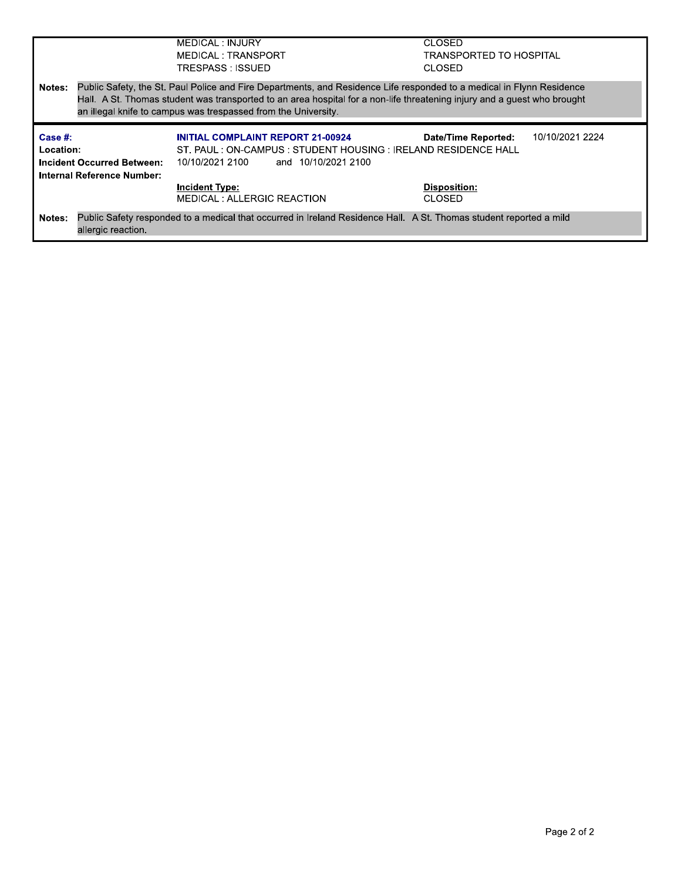| Incident Type | Disposition |
|---|---|
| MEDICAL : INJURY | CLOSED |
| MEDICAL : TRANSPORT | TRANSPORTED TO HOSPITAL |
| TRESPASS : ISSUED | CLOSED |

**Notes:** Public Safety, the St. Paul Police and Fire Departments, and Residence Life responded to a medical in Flynn Residence Hall. A St. Thomas student was transported to an area hospital for a non-life threatening injury and a guest who brought an illegal knife to campus was trespassed from the University.

---

**Case #:** **INITIAL COMPLAINT REPORT 21-00924**

**Date/Time Reported:** 10/10/2021 2224

**Location:** ST. PAUL : ON-CAMPUS : STUDENT HOUSING : IRELAND RESIDENCE HALL

**Incident Occurred Between:** 10/10/2021 2100 and 10/10/2021 2100

**Internal Reference Number:**

| Incident Type | Disposition |
|---|---|
| MEDICAL : ALLERGIC REACTION | CLOSED |

**Notes:** Public Safety responded to a medical that occurred in Ireland Residence Hall. A St. Thomas student reported a mild allergic reaction.